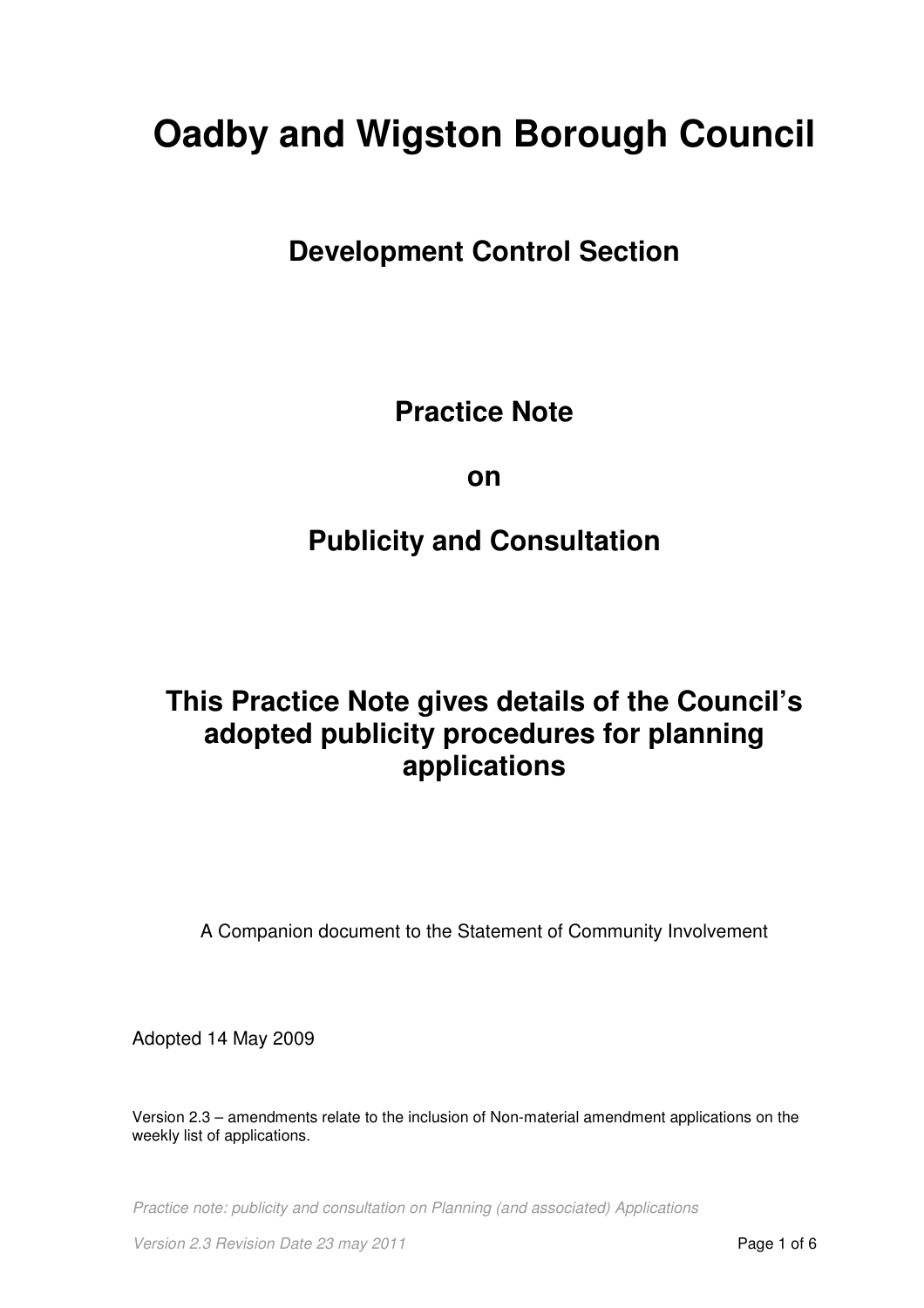# Oadby and Wigston Borough Council

## Development Control Section

## Practice Note

## on

## Publicity and Consultation

### This Practice Note gives details of the Council's adopted publicity procedures for planning applications

A Companion document to the Statement of Community Involvement

Adopted 14 May 2009

Version 2.3 – amendments relate to the inclusion of Non-material amendment applications on the weekly list of applications.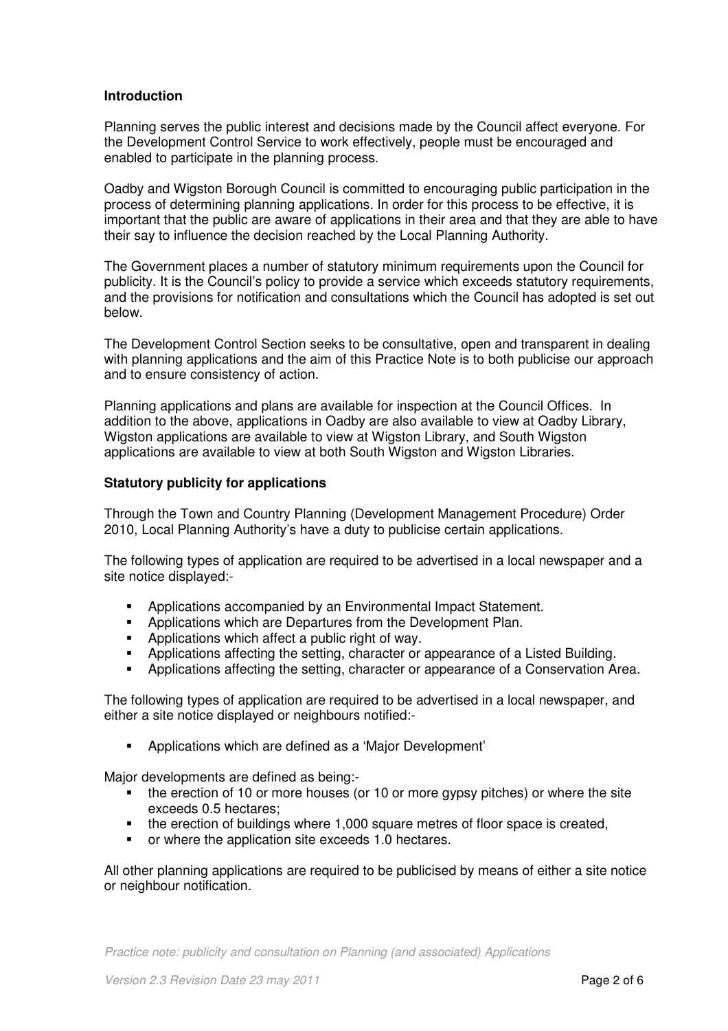**Introduction**

Planning serves the public interest and decisions made by the Council affect everyone. For the Development Control Service to work effectively, people must be encouraged and enabled to participate in the planning process.

Oadby and Wigston Borough Council is committed to encouraging public participation in the process of determining planning applications. In order for this process to be effective, it is important that the public are aware of applications in their area and that they are able to have their say to influence the decision reached by the Local Planning Authority.

The Government places a number of statutory minimum requirements upon the Council for publicity. It is the Council's policy to provide a service which exceeds statutory requirements, and the provisions for notification and consultations which the Council has adopted is set out below.

The Development Control Section seeks to be consultative, open and transparent in dealing with planning applications and the aim of this Practice Note is to both publicise our approach and to ensure consistency of action.

Planning applications and plans are available for inspection at the Council Offices. In addition to the above, applications in Oadby are also available to view at Oadby Library, Wigston applications are available to view at Wigston Library, and South Wigston applications are available to view at both South Wigston and Wigston Libraries.

**Statutory publicity for applications**

Through the Town and Country Planning (Development Management Procedure) Order 2010, Local Planning Authority's have a duty to publicise certain applications.

The following types of application are required to be advertised in a local newspaper and a site notice displayed:-

- Applications accompanied by an Environmental Impact Statement.
- Applications which are Departures from the Development Plan.
- Applications which affect a public right of way.
- Applications affecting the setting, character or appearance of a Listed Building.
- Applications affecting the setting, character or appearance of a Conservation Area.

The following types of application are required to be advertised in a local newspaper, and either a site notice displayed or neighbours notified:-

- Applications which are defined as a 'Major Development'

Major developments are defined as being:-

- the erection of 10 or more houses (or 10 or more gypsy pitches) or where the site exceeds 0.5 hectares;
- the erection of buildings where 1,000 square metres of floor space is created,
- or where the application site exceeds 1.0 hectares.

All other planning applications are required to be publicised by means of either a site notice or neighbour notification.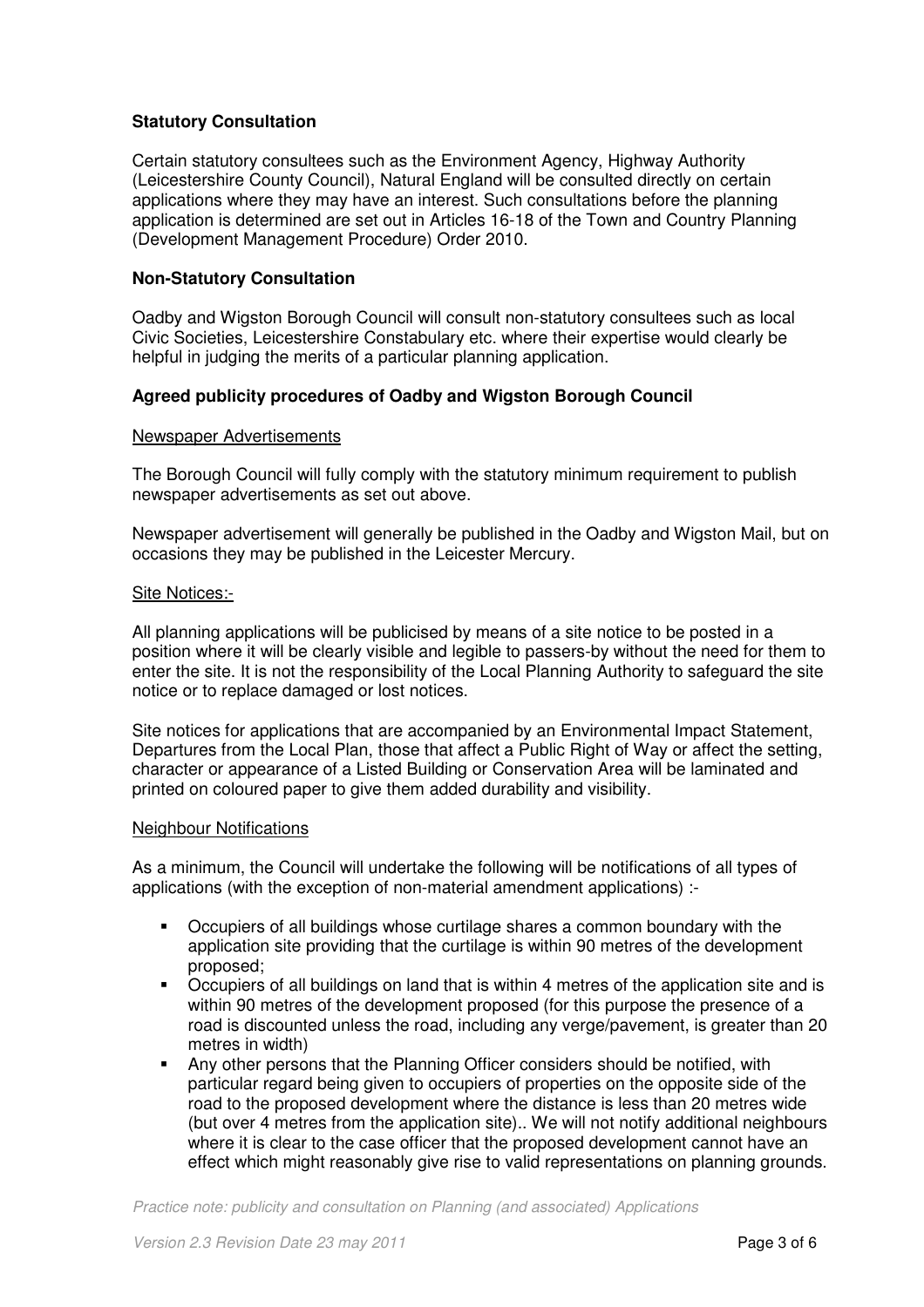### Statutory Consultation

Certain statutory consultees such as the Environment Agency, Highway Authority (Leicestershire County Council), Natural England will be consulted directly on certain applications where they may have an interest. Such consultations before the planning application is determined are set out in Articles 16-18 of the Town and Country Planning (Development Management Procedure) Order 2010.

### Non-Statutory Consultation

Oadby and Wigston Borough Council will consult non-statutory consultees such as local Civic Societies, Leicestershire Constabulary etc. where their expertise would clearly be helpful in judging the merits of a particular planning application.

### Agreed publicity procedures of Oadby and Wigston Borough Council

Newspaper Advertisements

The Borough Council will fully comply with the statutory minimum requirement to publish newspaper advertisements as set out above.

Newspaper advertisement will generally be published in the Oadby and Wigston Mail, but on occasions they may be published in the Leicester Mercury.

Site Notices:-

All planning applications will be publicised by means of a site notice to be posted in a position where it will be clearly visible and legible to passers-by without the need for them to enter the site. It is not the responsibility of the Local Planning Authority to safeguard the site notice or to replace damaged or lost notices.

Site notices for applications that are accompanied by an Environmental Impact Statement, Departures from the Local Plan, those that affect a Public Right of Way or affect the setting, character or appearance of a Listed Building or Conservation Area will be laminated and printed on coloured paper to give them added durability and visibility.

Neighbour Notifications

As a minimum, the Council will undertake the following will be notifications of all types of applications (with the exception of non-material amendment applications) :-

- Occupiers of all buildings whose curtilage shares a common boundary with the application site providing that the curtilage is within 90 metres of the development proposed;
- Occupiers of all buildings on land that is within 4 metres of the application site and is within 90 metres of the development proposed (for this purpose the presence of a road is discounted unless the road, including any verge/pavement, is greater than 20 metres in width)
- Any other persons that the Planning Officer considers should be notified, with particular regard being given to occupiers of properties on the opposite side of the road to the proposed development where the distance is less than 20 metres wide (but over 4 metres from the application site).. We will not notify additional neighbours where it is clear to the case officer that the proposed development cannot have an effect which might reasonably give rise to valid representations on planning grounds.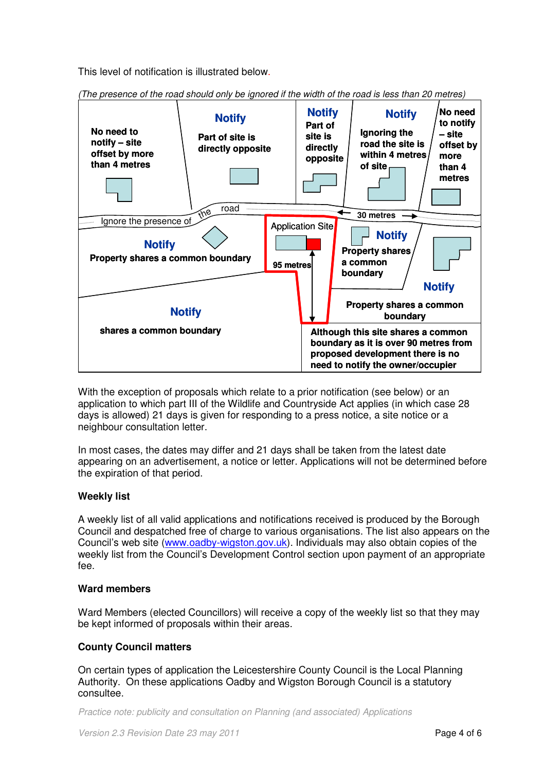This level of notification is illustrated below.

*(The presence of the road should only be ignored if the width of the road is less than 20 metres)*

No need to notify – site offset by more than 4 metres

**Notify**

Part of site is directly opposite

**Notify**

Part of site is directly opposite

**Notify**

Ignoring the road the site is within 4 metres of site

No need to notify – site offset by more than 4 metres

Ignore the presence of the road

30 metres

Application Site

95 metres

**Notify**

Property shares a common boundary

**Notify**

Property shares a common boundary

**Notify**

Property shares a common boundary

**Notify**

shares a common boundary

Although this site shares a common boundary as it is over 90 metres from proposed development there is no need to notify the owner/occupier

With the exception of proposals which relate to a prior notification (see below) or an application to which part III of the Wildlife and Countryside Act applies (in which case 28 days is allowed) 21 days is given for responding to a press notice, a site notice or a neighbour consultation letter.

In most cases, the dates may differ and 21 days shall be taken from the latest date appearing on an advertisement, a notice or letter. Applications will not be determined before the expiration of that period.

**Weekly list**

A weekly list of all valid applications and notifications received is produced by the Borough Council and despatched free of charge to various organisations. The list also appears on the Council's web site (www.oadby-wigston.gov.uk). Individuals may also obtain copies of the weekly list from the Council's Development Control section upon payment of an appropriate fee.

**Ward members**

Ward Members (elected Councillors) will receive a copy of the weekly list so that they may be kept informed of proposals within their areas.

**County Council matters**

On certain types of application the Leicestershire County Council is the Local Planning Authority. On these applications Oadby and Wigston Borough Council is a statutory consultee.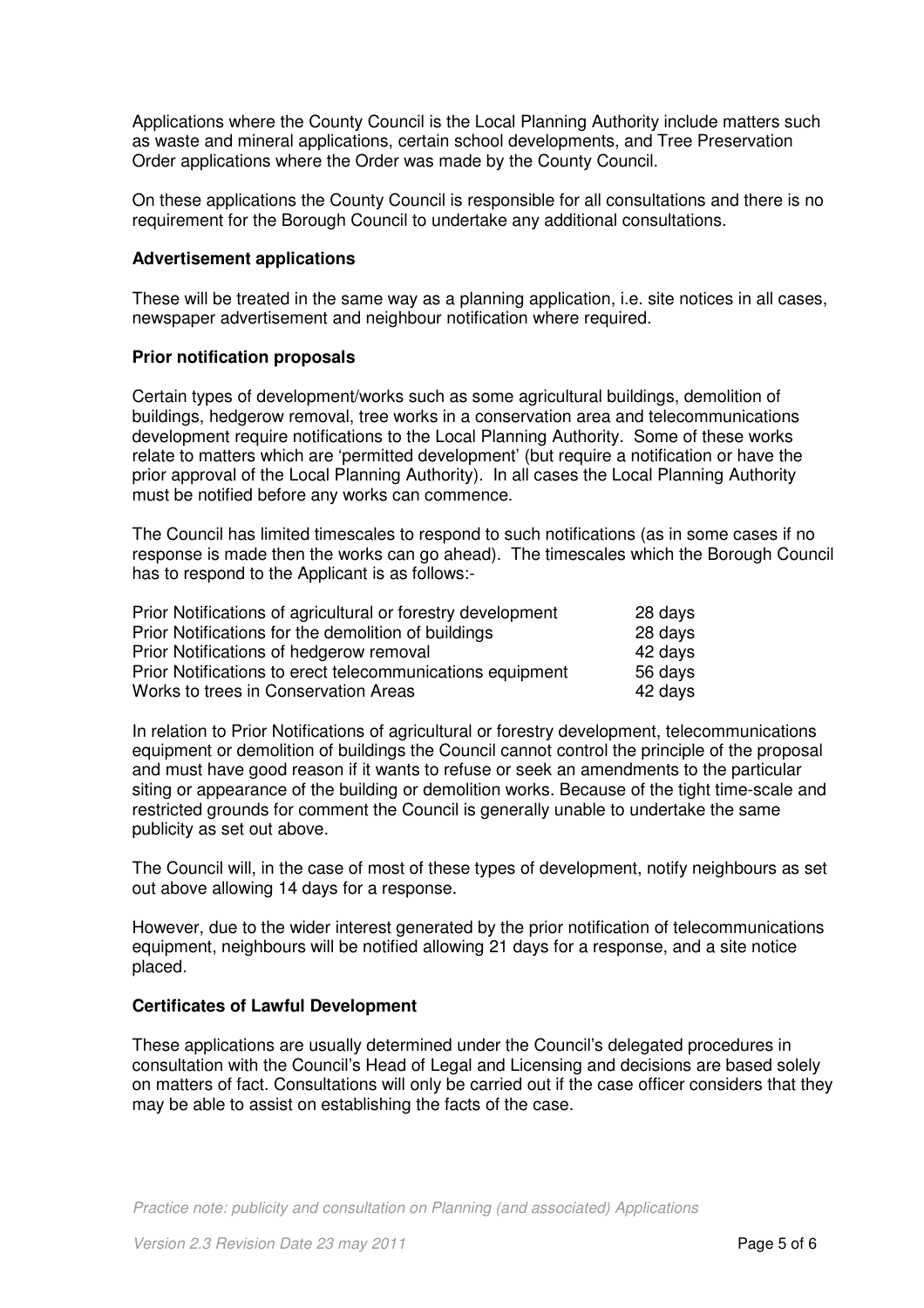Applications where the County Council is the Local Planning Authority include matters such as waste and mineral applications, certain school developments, and Tree Preservation Order applications where the Order was made by the County Council.

On these applications the County Council is responsible for all consultations and there is no requirement for the Borough Council to undertake any additional consultations.

**Advertisement applications**

These will be treated in the same way as a planning application, i.e. site notices in all cases, newspaper advertisement and neighbour notification where required.

**Prior notification proposals**

Certain types of development/works such as some agricultural buildings, demolition of buildings, hedgerow removal, tree works in a conservation area and telecommunications development require notifications to the Local Planning Authority. Some of these works relate to matters which are 'permitted development' (but require a notification or have the prior approval of the Local Planning Authority). In all cases the Local Planning Authority must be notified before any works can commence.

The Council has limited timescales to respond to such notifications (as in some cases if no response is made then the works can go ahead). The timescales which the Borough Council has to respond to the Applicant is as follows:-

| | |
|---|---|
| Prior Notifications of agricultural or forestry development | 28 days |
| Prior Notifications for the demolition of buildings | 28 days |
| Prior Notifications of hedgerow removal | 42 days |
| Prior Notifications to erect telecommunications equipment | 56 days |
| Works to trees in Conservation Areas | 42 days |

In relation to Prior Notifications of agricultural or forestry development, telecommunications equipment or demolition of buildings the Council cannot control the principle of the proposal and must have good reason if it wants to refuse or seek an amendments to the particular siting or appearance of the building or demolition works. Because of the tight time-scale and restricted grounds for comment the Council is generally unable to undertake the same publicity as set out above.

The Council will, in the case of most of these types of development, notify neighbours as set out above allowing 14 days for a response.

However, due to the wider interest generated by the prior notification of telecommunications equipment, neighbours will be notified allowing 21 days for a response, and a site notice placed.

**Certificates of Lawful Development**

These applications are usually determined under the Council's delegated procedures in consultation with the Council's Head of Legal and Licensing and decisions are based solely on matters of fact. Consultations will only be carried out if the case officer considers that they may be able to assist on establishing the facts of the case.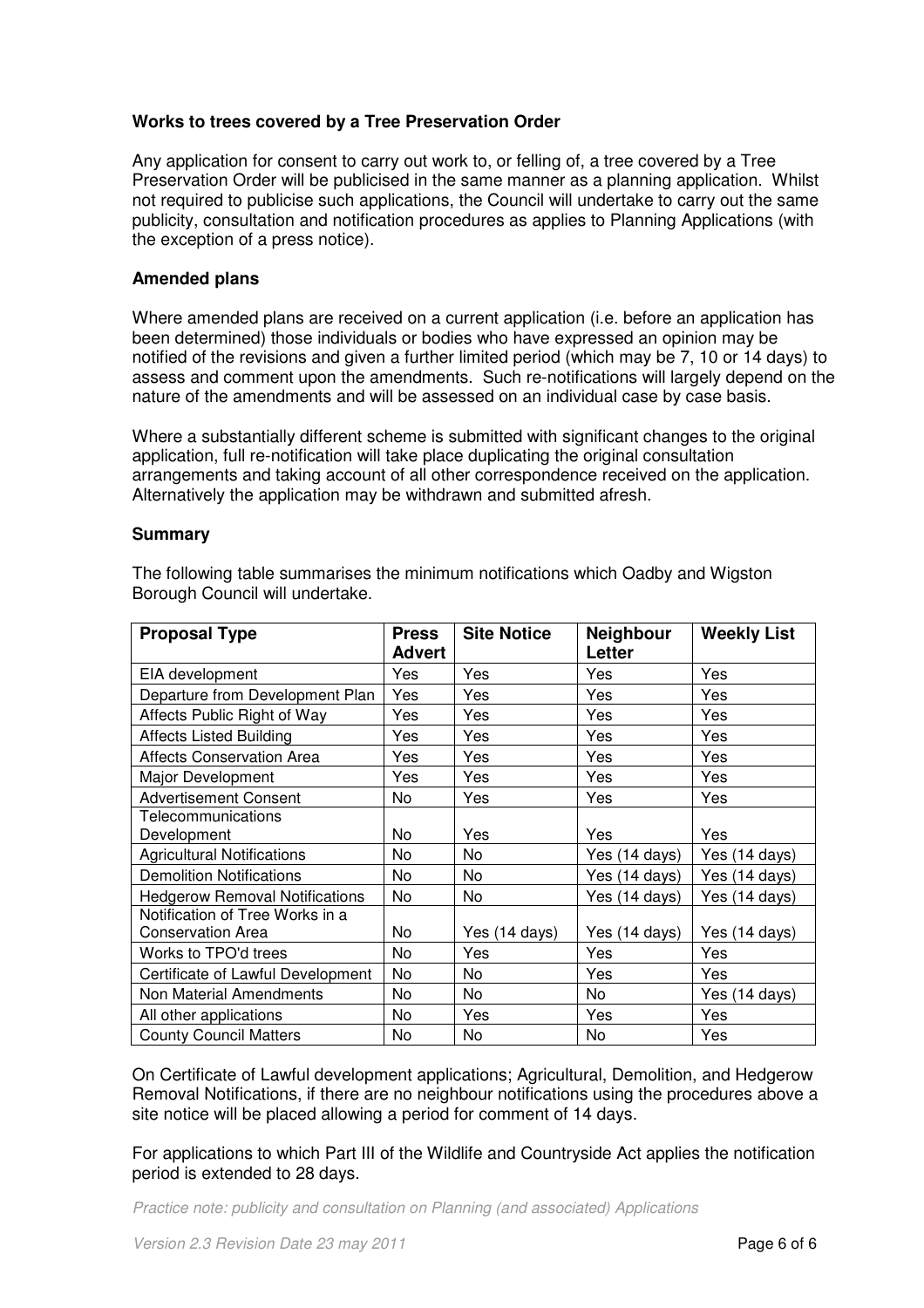### Works to trees covered by a Tree Preservation Order

Any application for consent to carry out work to, or felling of, a tree covered by a Tree Preservation Order will be publicised in the same manner as a planning application. Whilst not required to publicise such applications, the Council will undertake to carry out the same publicity, consultation and notification procedures as applies to Planning Applications (with the exception of a press notice).

### Amended plans

Where amended plans are received on a current application (i.e. before an application has been determined) those individuals or bodies who have expressed an opinion may be notified of the revisions and given a further limited period (which may be 7, 10 or 14 days) to assess and comment upon the amendments. Such re-notifications will largely depend on the nature of the amendments and will be assessed on an individual case by case basis.

Where a substantially different scheme is submitted with significant changes to the original application, full re-notification will take place duplicating the original consultation arrangements and taking account of all other correspondence received on the application. Alternatively the application may be withdrawn and submitted afresh.

### Summary

The following table summarises the minimum notifications which Oadby and Wigston Borough Council will undertake.

| Proposal Type | Press Advert | Site Notice | Neighbour Letter | Weekly List |
|---|---|---|---|---|
| EIA development | Yes | Yes | Yes | Yes |
| Departure from Development Plan | Yes | Yes | Yes | Yes |
| Affects Public Right of Way | Yes | Yes | Yes | Yes |
| Affects Listed Building | Yes | Yes | Yes | Yes |
| Affects Conservation Area | Yes | Yes | Yes | Yes |
| Major Development | Yes | Yes | Yes | Yes |
| Advertisement Consent | No | Yes | Yes | Yes |
| Telecommunications Development | No | Yes | Yes | Yes |
| Agricultural Notifications | No | No | Yes (14 days) | Yes (14 days) |
| Demolition Notifications | No | No | Yes (14 days) | Yes (14 days) |
| Hedgerow Removal Notifications | No | No | Yes (14 days) | Yes (14 days) |
| Notification of Tree Works in a Conservation Area | No | Yes (14 days) | Yes (14 days) | Yes (14 days) |
| Works to TPO'd trees | No | Yes | Yes | Yes |
| Certificate of Lawful Development | No | No | Yes | Yes |
| Non Material Amendments | No | No | No | Yes (14 days) |
| All other applications | No | Yes | Yes | Yes |
| County Council Matters | No | No | No | Yes |

On Certificate of Lawful development applications; Agricultural, Demolition, and Hedgerow Removal Notifications, if there are no neighbour notifications using the procedures above a site notice will be placed allowing a period for comment of 14 days.

For applications to which Part III of the Wildlife and Countryside Act applies the notification period is extended to 28 days.